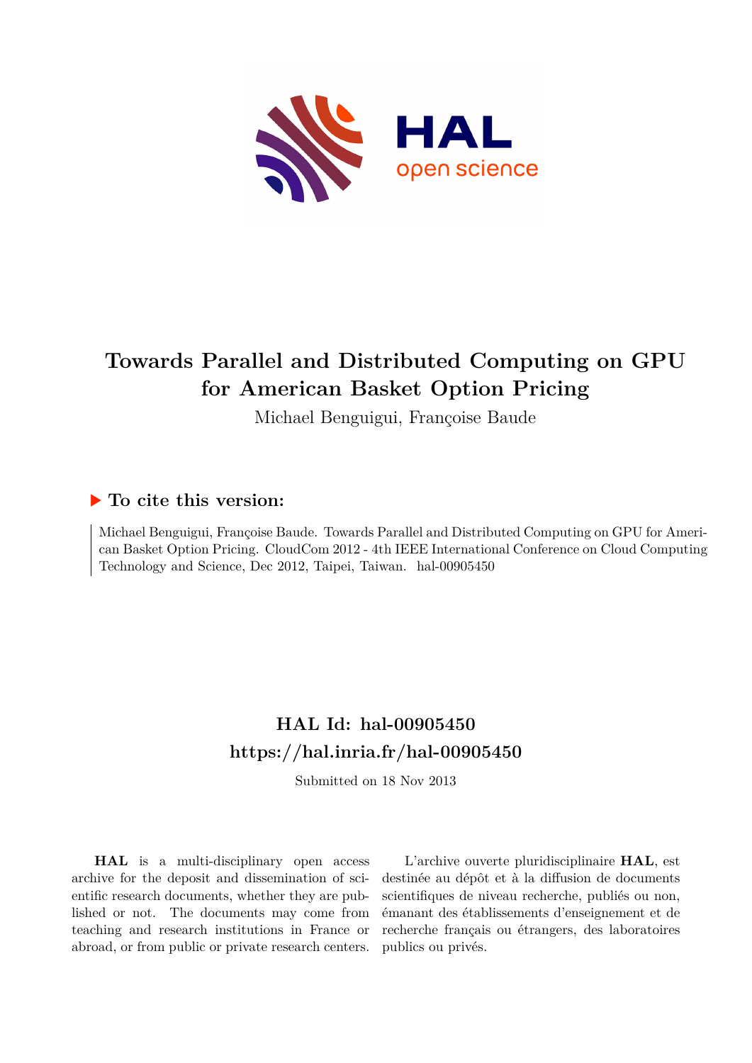# Towards Parallel and Distributed Computing on GPU for American Basket Option Pricing

Michael Benguigui, Françoise Baude

## ▶ To cite this version:

Michael Benguigui, Françoise Baude. Towards Parallel and Distributed Computing on GPU for American Basket Option Pricing. CloudCom 2012 - 4th IEEE International Conference on Cloud Computing Technology and Science, Dec 2012, Taipei, Taiwan. hal-00905450

## HAL Id: hal-00905450
## https://hal.inria.fr/hal-00905450

Submitted on 18 Nov 2013

**HAL** is a multi-disciplinary open access archive for the deposit and dissemination of scientific research documents, whether they are published or not. The documents may come from teaching and research institutions in France or abroad, or from public or private research centers.

L'archive ouverte pluridisciplinaire **HAL**, est destinée au dépôt et à la diffusion de documents scientifiques de niveau recherche, publiés ou non, émanant des établissements d'enseignement et de recherche français ou étrangers, des laboratoires publics ou privés.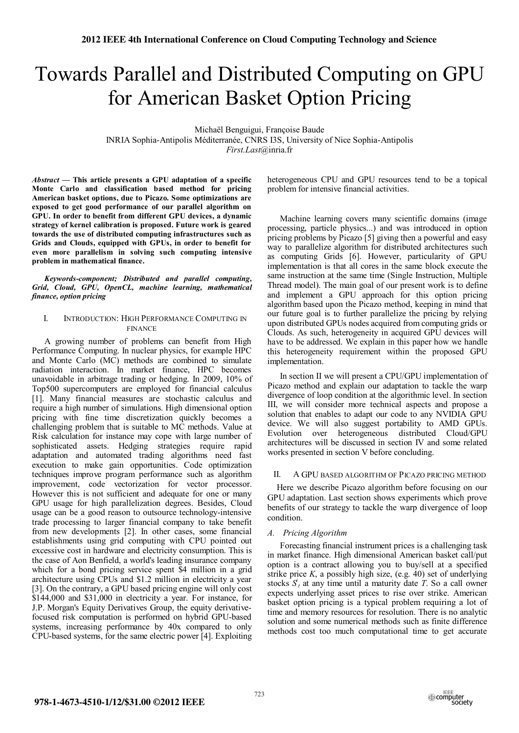# Towards Parallel and Distributed Computing on GPU for American Basket Option Pricing

Michaël Benguigui, Françoise Baude

INRIA Sophia-Antipolis Méditerranée, CNRS I3S, University of Nice Sophia-Antipolis

*First.Last*@inria.fr

***Abstract* — This article presents a GPU adaptation of a specific Monte Carlo and classification based method for pricing American basket options, due to Picazo. Some optimizations are exposed to get good performance of our parallel algorithm on GPU. In order to benefit from different GPU devices, a dynamic strategy of kernel calibration is proposed. Future work is geared towards the use of distributed computing infrastructures such as Grids and Clouds, equipped with GPUs, in order to benefit for even more parallelism in solving such computing intensive problem in mathematical finance.**

***Keywords-component; Distributed and parallel computing, Grid, Cloud, GPU, OpenCL, machine learning, mathematical finance, option pricing***

## I. Introduction: High Performance Computing in finance

A growing number of problems can benefit from High Performance Computing. In nuclear physics, for example HPC and Monte Carlo (MC) methods are combined to simulate radiation interaction. In market finance, HPC becomes unavoidable in arbitrage trading or hedging. In 2009, 10% of Top500 supercomputers are employed for financial calculus [1]. Many financial measures are stochastic calculus and require a high number of simulations. High dimensional option pricing with fine time discretization quickly becomes a challenging problem that is suitable to MC methods. Value at Risk calculation for instance may cope with large number of sophisticated assets. Hedging strategies require rapid adaptation and automated trading algorithms need fast execution to make gain opportunities. Code optimization techniques improve program performance such as algorithm improvement, code vectorization for vector processor. However this is not sufficient and adequate for one or many GPU usage for high parallelization degrees. Besides, Cloud usage can be a good reason to outsource technology-intensive trade processing to larger financial company to take benefit from new developments [2]. In other cases, some financial establishments using grid computing with CPU pointed out excessive cost in hardware and electricity consumption. This is the case of Aon Benfield, a world's leading insurance company which for a bond pricing service spent $4 million in a grid architecture using CPUs and $1.2 million in electricity a year [3]. On the contrary, a GPU based pricing engine will only cost $144,000 and $31,000 in electricity a year. For instance, for J.P. Morgan's Equity Derivatives Group, the equity derivative-focused risk computation is performed on hybrid GPU-based systems, increasing performance by 40x compared to only CPU-based systems, for the same electric power [4]. Exploiting heterogeneous CPU and GPU resources tend to be a topical problem for intensive financial activities.

Machine learning covers many scientific domains (image processing, particle physics...) and was introduced in option pricing problems by Picazo [5] giving then a powerful and easy way to parallelize algorithm for distributed architectures such as computing Grids [6]. However, particularity of GPU implementation is that all cores in the same block execute the same instruction at the same time (Single Instruction, Multiple Thread model). The main goal of our present work is to define and implement a GPU approach for this option pricing algorithm based upon the Picazo method, keeping in mind that our future goal is to further parallelize the pricing by relying upon distributed GPUs nodes acquired from computing grids or Clouds. As such, heterogeneity in acquired GPU devices will have to be addressed. We explain in this paper how we handle this heterogeneity requirement within the proposed GPU implementation.

In section II we will present a CPU/GPU implementation of Picazo method and explain our adaptation to tackle the warp divergence of loop condition at the algorithmic level. In section III, we will consider more technical aspects and propose a solution that enables to adapt our code to any NVIDIA GPU device. We will also suggest portability to AMD GPUs. Evolution over heterogeneous distributed Cloud/GPU architectures will be discussed in section IV and some related works presented in section V before concluding.

## II. A GPU based algorithm of Picazo pricing method

Here we describe Picazo algorithm before focusing on our GPU adaptation. Last section shows experiments which prove benefits of our strategy to tackle the warp divergence of loop condition.

### A. Pricing Algorithm

Forecasting financial instrument prices is a challenging task in market finance. High dimensional American basket call/put option is a contract allowing you to buy/sell at a specified strike price $K$, a possibly high size, (e.g. 40) set of underlying stocks $S_t$ at any time until a maturity date $T$. So a call owner expects underlying asset prices to rise over strike. American basket option pricing is a typical problem requiring a lot of time and memory resources for resolution. There is no analytic solution and some numerical methods such as finite difference methods cost too much computational time to get accurate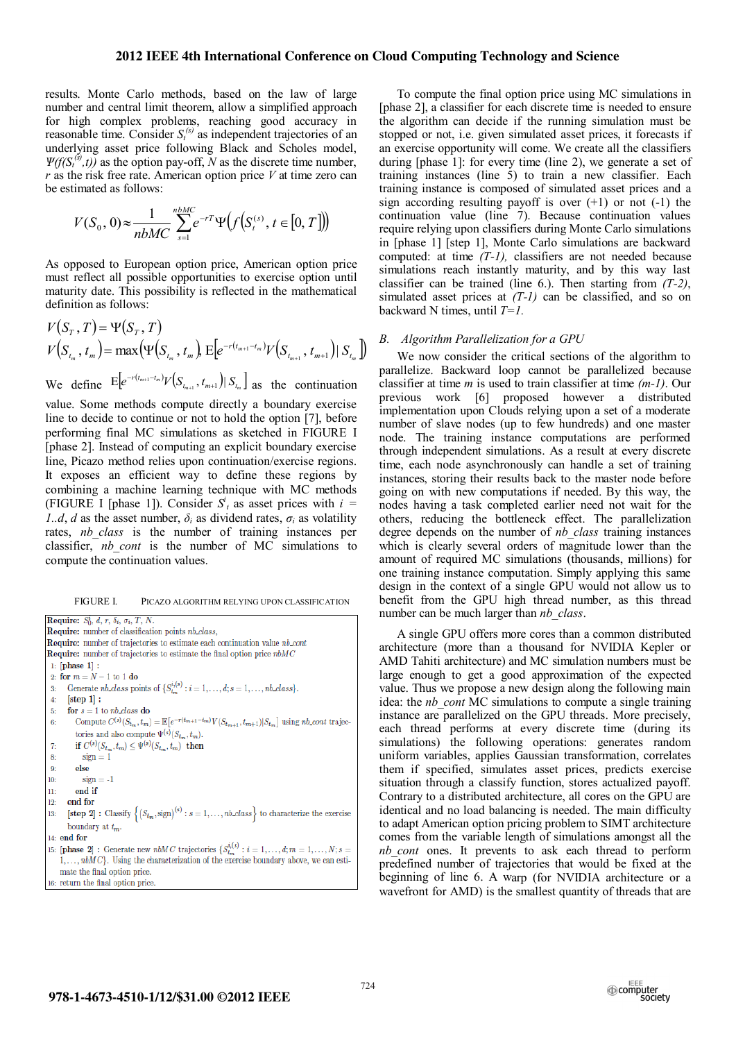results. Monte Carlo methods, based on the law of large number and central limit theorem, allow a simplified approach for high complex problems, reaching good accuracy in reasonable time. Consider $S_t^{(s)}$ as independent trajectories of an underlying asset price following Black and Scholes model, $\Psi(f(S_t^{(s)},t))$ as the option pay-off, $N$ as the discrete time number, $r$ as the risk free rate. American option price $V$ at time zero can be estimated as follows:

$$V(S_0,0) \approx \frac{1}{nbMC}\sum_{s=1}^{nbMC} e^{-rT}\Psi\left(f\left(S_t^{(s)}, t\in[0,T]\right)\right)$$

As opposed to European option price, American option price must reflect all possible opportunities to exercise option until maturity date. This possibility is reflected in the mathematical definition as follows:

$$V(S_T,T) = \Psi(S_T,T)$$
$$V\left(S_{t_m},t_m\right) = \max\left(\Psi\left(S_{t_m},t_m\right), \mathrm{E}\left[e^{-r(t_{m+1}-t_m)}V\left(S_{t_{m+1}},t_{m+1}\right) \mid S_{t_m}\right]\right)$$

We define $\mathrm{E}\left[e^{-r(t_{m+1}-t_m)}V\left(S_{t_{m+1}},t_{m+1}\right) \mid S_{t_m}\right]$ as the continuation value. Some methods compute directly a boundary exercise line to decide to continue or not to hold the option [7], before performing final MC simulations as sketched in FIGURE I [phase 2]. Instead of computing an explicit boundary exercise line, Picazo method relies upon continuation/exercise regions. It exposes an efficient way to define these regions by combining a machine learning technique with MC methods (FIGURE I [phase 1]). Consider $S_t^i$ as asset prices with $i = 1..d$, $d$ as the asset number, $\delta_i$ as dividend rates, $\sigma_i$ as volatility rates, *nb_class* is the number of training instances per classifier, *nb_cont* is the number of MC simulations to compute the continuation values.

FIGURE I. PICAZO ALGORITHM RELYING UPON CLASSIFICATION

```
Require: S_0^i, d, r, δ_i, σ_i, T, N.
Require: number of classification points nb_class,
Require: number of trajectories to estimate each continuation value nb_cont
Require: number of trajectories to estimate the final option price nbMC
 1: [phase 1] :
 2: for m = N − 1 to 1 do
 3:   Generate nb_class points of {S_{t_m}^{i,(s)} : i = 1,...,d; s = 1,...,nb_class}.
 4:   [step 1] :
 5:   for s = 1 to nb_class do
 6:     Compute C^{(s)}(S_{t_m}, t_m) = E[e^{−r(t_{m+1}−t_m)} V(S_{t_{m+1}}, t_{m+1}) | S_{t_m}] using nb_cont trajectories and also compute Ψ^{(s)}(S_{t_m}, t_m).
 7:     if C^{(s)}(S_{t_m}, t_m) ≤ Ψ^{(s)}(S_{t_m}, t_m) then
 8:       sign = 1
 9:     else
10:       sign = -1
11:     end if
12:   end for
13:   [step 2] : Classify {(S_{t_m}, sign)^{(s)} : s = 1,...,nb_class} to characterize the exercise boundary at t_m.
14: end for
15: [phase 2] : Generate new nbMC trajectories {S_{t_m}^{i,(s)} : i = 1,...,d; m = 1,...,N; s = 1,...,nbMC}. Using the characterization of the exercise boundary above, we can estimate the final option price.
16: return the final option price.
```

To compute the final option price using MC simulations in [phase 2], a classifier for each discrete time is needed to ensure the algorithm can decide if the running simulation must be stopped or not, i.e. given simulated asset prices, it forecasts if an exercise opportunity will come. We create all the classifiers during [phase 1]: for every time (line 2), we generate a set of training instances (line 5) to train a new classifier. Each training instance is composed of simulated asset prices and a sign according resulting payoff is over (+1) or not (-1) the continuation value (line 7). Because continuation values require relying upon classifiers during Monte Carlo simulations in [phase 1] [step 1], Monte Carlo simulations are backward computed: at time *(T-1)*, classifiers are not needed because simulations reach instantly maturity, and by this way last classifier can be trained (line 6.). Then starting from *(T-2)*, simulated asset prices at *(T-1)* can be classified, and so on backward N times, until *T=1*.

### B. Algorithm Parallelization for a GPU

We now consider the critical sections of the algorithm to parallelize. Backward loop cannot be parallelized because classifier at time *m* is used to train classifier at time *(m-1)*. Our previous work [6] proposed however a distributed implementation upon Clouds relying upon a set of a moderate number of slave nodes (up to few hundreds) and one master node. The training instance computations are performed through independent simulations. As a result at every discrete time, each node asynchronously can handle a set of training instances, storing their results back to the master node before going on with new computations if needed. By this way, the nodes having a task completed earlier need not wait for the others, reducing the bottleneck effect. The parallelization degree depends on the number of *nb_class* training instances which is clearly several orders of magnitude lower than the amount of required MC simulations (thousands, millions) for one training instance computation. Simply applying this same design in the context of a single GPU would not allow us to benefit from the GPU high thread number, as this thread number can be much larger than *nb_class*.

A single GPU offers more cores than a common distributed architecture (more than a thousand for NVIDIA Kepler or AMD Tahiti architecture) and MC simulation numbers must be large enough to get a good approximation of the expected value. Thus we propose a new design along the following main idea: the *nb_cont* MC simulations to compute a single training instance are parallelized on the GPU threads. More precisely, each thread performs at every discrete time (during its simulations) the following operations: generates random uniform variables, applies Gaussian transformation, correlates them if specified, simulates asset prices, predicts exercise situation through a classify function, stores actualized payoff. Contrary to a distributed architecture, all cores on the GPU are identical and no load balancing is needed. The main difficulty to adapt American option pricing problem to SIMT architecture comes from the variable length of simulations amongst all the *nb_cont* ones. It prevents to ask each thread to perform predefined number of trajectories that would be fixed at the beginning of line 6. A warp (for NVIDIA architecture or a wavefront for AMD) is the smallest quantity of threads that are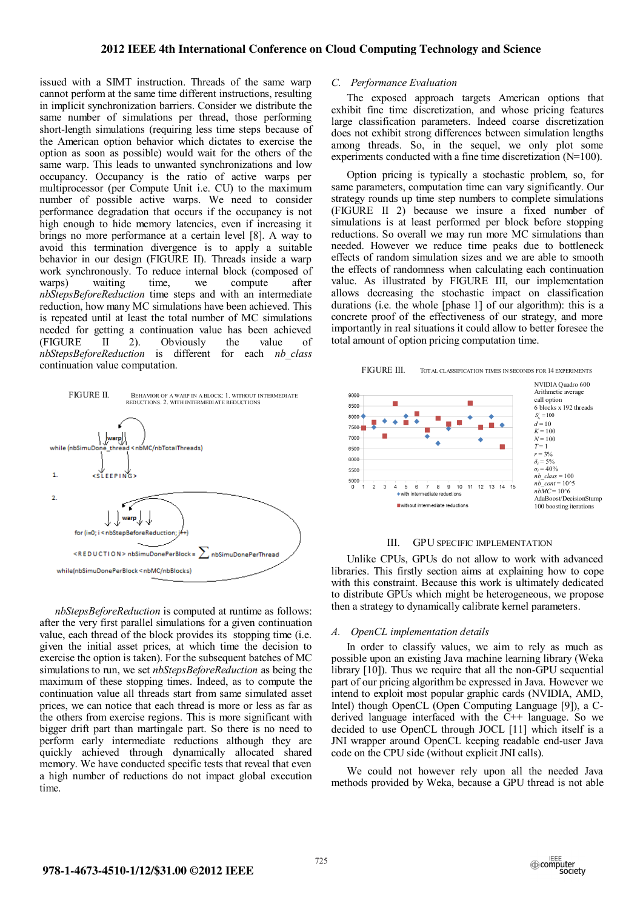issued with a SIMT instruction. Threads of the same warp cannot perform at the same time different instructions, resulting in implicit synchronization barriers. Consider we distribute the same number of simulations per thread, those performing short-length simulations (requiring less time steps because of the American option behavior which dictates to exercise the option as soon as possible) would wait for the others of the same warp. This leads to unwanted synchronizations and low occupancy. Occupancy is the ratio of active warps per multiprocessor (per Compute Unit i.e. CU) to the maximum number of possible active warps. We need to consider performance degradation that occurs if the occupancy is not high enough to hide memory latencies, even if increasing it brings no more performance at a certain level [8]. A way to avoid this termination divergence is to apply a suitable behavior in our design (FIGURE II). Threads inside a warp work synchronously. To reduce internal block (composed of warps) waiting time, we compute after *nbStepsBeforeReduction* time steps and with an intermediate reduction, how many MC simulations have been achieved. This is repeated until at least the total number of MC simulations needed for getting a continuation value has been achieved (FIGURE II 2). Obviously the value of *nbStepsBeforeReduction* is different for each *nb_class* continuation value computation.

FIGURE II. BEHAVIOR OF A WARP IN A BLOCK: 1. WITHOUT INTERMEDIATE REDUCTIONS. 2. WITH INTERMEDIATE REDUCTIONS

warp
while (nbSimuDone_thread < nbMC/nbTotalThreads)
1.
<SLEEPING>
2.
warp
for (i=0; i < nbStepBeforeReduction; i++)
<REDUCTION> nbSimuDonePerBlock = $\sum$ nbSimuDonePerThread
while(nbSimuDonePerBlock < nbMC/nbBlocks)

*nbStepsBeforeReduction* is computed at runtime as follows: after the very first parallel simulations for a given continuation value, each thread of the block provides its stopping time (i.e. given the initial asset prices, at which time the decision to exercise the option is taken). For the subsequent batches of MC simulations to run, we set *nbStepsBeforeReduction* as being the maximum of these stopping times. Indeed, as to compute the continuation value all threads start from same simulated asset prices, we can notice that each thread is more or less as far as the others from exercise regions. This is more significant with bigger drift part than martingale part. So there is no need to perform early intermediate reductions although they are quickly achieved through dynamically allocated shared memory. We have conducted specific tests that reveal that even a high number of reductions do not impact global execution time.

### C. Performance Evaluation

The exposed approach targets American options that exhibit fine time discretization, and whose pricing features large classification parameters. Indeed coarse discretization does not exhibit strong differences between simulation lengths among threads. So, in the sequel, we only plot some experiments conducted with a fine time discretization (N=100).

Option pricing is typically a stochastic problem, so, for same parameters, computation time can vary significantly. Our strategy rounds up time step numbers to complete simulations (FIGURE II 2) because we insure a fixed number of simulations is at least performed per block before stopping reductions. So overall we may run more MC simulations than needed. However we reduce time peaks due to bottleneck effects of random simulation sizes and we are able to smooth the effects of randomness when calculating each continuation value. As illustrated by FIGURE III, our implementation allows decreasing the stochastic impact on classification durations (i.e. the whole [phase 1] of our algorithm): this is a concrete proof of the effectiveness of our strategy, and more importantly in real situations it could allow to better foresee the total amount of option pricing computation time.

FIGURE III. TOTAL CLASSIFICATION TIMES IN SECONDS FOR 14 EXPERIMENTS

9000
8500
8000
7500
7000
6500
6000
5500
5000
0 1 2 3 4 5 6 7 8 9 10 11 12 13 14 15
with intermediate reductions
without intermediate reductions

NVIDIA Quadro 600
Arithmetic average
call option
6 blocks x 192 threads
$S_0^i = 100$
$d = 10$
$K = 100$
$N = 100$
$T = 1$
$r = 3\%$
$\delta_i = 5\%$
$\sigma_i = 40\%$
$nb\_class = 100$
$nb\_cont = 10^5$
$nbMC = 10^6$
AdaBoost/DecisionStump
100 boosting iterations

## III. GPU SPECIFIC IMPLEMENTATION

Unlike CPUs, GPUs do not allow to work with advanced libraries. This firstly section aims at explaining how to cope with this constraint. Because this work is ultimately dedicated to distribute GPUs which might be heterogeneous, we propose then a strategy to dynamically calibrate kernel parameters.

### A. OpenCL implementation details

In order to classify values, we aim to rely as much as possible upon an existing Java machine learning library (Weka library [10]). Thus we require that all the non-GPU sequential part of our pricing algorithm be expressed in Java. However we intend to exploit most popular graphic cards (NVIDIA, AMD, Intel) though OpenCL (Open Computing Language [9]), a C-derived language interfaced with the C++ language. So we decided to use OpenCL through JOCL [11] which itself is a JNI wrapper around OpenCL keeping readable end-user Java code on the CPU side (without explicit JNI calls).

We could not however rely upon all the needed Java methods provided by Weka, because a GPU thread is not able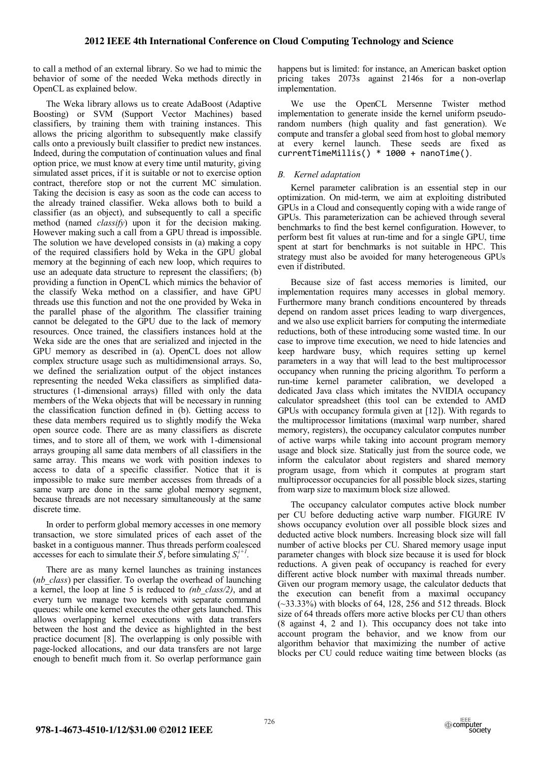to call a method of an external library. So we had to mimic the behavior of some of the needed Weka methods directly in OpenCL as explained below.

The Weka library allows us to create AdaBoost (Adaptive Boosting) or SVM (Support Vector Machines) based classifiers, by training them with training instances. This allows the pricing algorithm to subsequently make classify calls onto a previously built classifier to predict new instances. Indeed, during the computation of continuation values and final option price, we must know at every time until maturity, giving simulated asset prices, if it is suitable or not to exercise option contract, therefore stop or not the current MC simulation. Taking the decision is easy as soon as the code can access to the already trained classifier. Weka allows both to build a classifier (as an object), and subsequently to call a specific method (named *classify*) upon it for the decision making. However making such a call from a GPU thread is impossible. The solution we have developed consists in (a) making a copy of the required classifiers hold by Weka in the GPU global memory at the beginning of each new loop, which requires to use an adequate data structure to represent the classifiers; (b) providing a function in OpenCL which mimics the behavior of the classify Weka method on a classifier, and have GPU threads use this function and not the one provided by Weka in the parallel phase of the algorithm. The classifier training cannot be delegated to the GPU due to the lack of memory resources. Once trained, the classifiers instances hold at the Weka side are the ones that are serialized and injected in the GPU memory as described in (a). OpenCL does not allow complex structure usage such as multidimensional arrays. So, we defined the serialization output of the object instances representing the needed Weka classifiers as simplified data-structures (1-dimensional arrays) filled with only the data members of the Weka objects that will be necessary in running the classification function defined in (b). Getting access to these data members required us to slightly modify the Weka open source code. There are as many classifiers as discrete times, and to store all of them, we work with 1-dimensional arrays grouping all same data members of all classifiers in the same array. This means we work with position indexes to access to data of a specific classifier. Notice that it is impossible to make sure member accesses from threads of a same warp are done in the same global memory segment, because threads are not necessary simultaneously at the same discrete time.

In order to perform global memory accesses in one memory transaction, we store simulated prices of each asset of the basket in a contiguous manner. Thus threads perform coalesced accesses for each to simulate their $S^i_t$ before simulating $S^{i+1}_t$.

There are as many kernel launches as training instances (*nb_class*) per classifier. To overlap the overhead of launching a kernel, the loop at line 5 is reduced to *(nb_class/2)*, and at every turn we manage two kernels with separate command queues: while one kernel executes the other gets launched. This allows overlapping kernel executions with data transfers between the host and the device as highlighted in the best practice document [8]. The overlapping is only possible with page-locked allocations, and our data transfers are not large enough to benefit much from it. So overlap performance gain happens but is limited: for instance, an American basket option pricing takes 2073s against 2146s for a non-overlap implementation.

We use the OpenCL Mersenne Twister method implementation to generate inside the kernel uniform pseudo-random numbers (high quality and fast generation). We compute and transfer a global seed from host to global memory at every kernel launch. These seeds are fixed as `currentTimeMillis() * 1000 + nanoTime()`.

### *B. Kernel adaptation*

Kernel parameter calibration is an essential step in our optimization. On mid-term, we aim at exploiting distributed GPUs in a Cloud and consequently coping with a wide range of GPUs. This parameterization can be achieved through several benchmarks to find the best kernel configuration. However, to perform best fit values at run-time and for a single GPU, time spent at start for benchmarks is not suitable in HPC. This strategy must also be avoided for many heterogeneous GPUs even if distributed.

Because size of fast access memories is limited, our implementation requires many accesses in global memory. Furthermore many branch conditions encountered by threads depend on random asset prices leading to warp divergences, and we also use explicit barriers for computing the intermediate reductions, both of these introducing some wasted time. In our case to improve time execution, we need to hide latencies and keep hardware busy, which requires setting up kernel parameters in a way that will lead to the best multiprocessor occupancy when running the pricing algorithm. To perform a run-time kernel parameter calibration, we developed a dedicated Java class which imitates the NVIDIA occupancy calculator spreadsheet (this tool can be extended to AMD GPUs with occupancy formula given at [12]). With regards to the multiprocessor limitations (maximal warp number, shared memory, registers), the occupancy calculator computes number of active warps while taking into account program memory usage and block size. Statically just from the source code, we inform the calculator about registers and shared memory program usage, from which it computes at program start multiprocessor occupancies for all possible block sizes, starting from warp size to maximum block size allowed.

The occupancy calculator computes active block number per CU before deducting active warp number. FIGURE IV shows occupancy evolution over all possible block sizes and deducted active block numbers. Increasing block size will fall number of active blocks per CU. Shared memory usage input parameter changes with block size because it is used for block reductions. A given peak of occupancy is reached for every different active block number with maximal threads number. Given our program memory usage, the calculator deducts that the execution can benefit from a maximal occupancy (~33.33%) with blocks of 64, 128, 256 and 512 threads. Block size of 64 threads offers more active blocks per CU than others (8 against 4, 2 and 1). This occupancy does not take into account program the behavior, and we know from our algorithm behavior that maximizing the number of active blocks per CU could reduce waiting time between blocks (as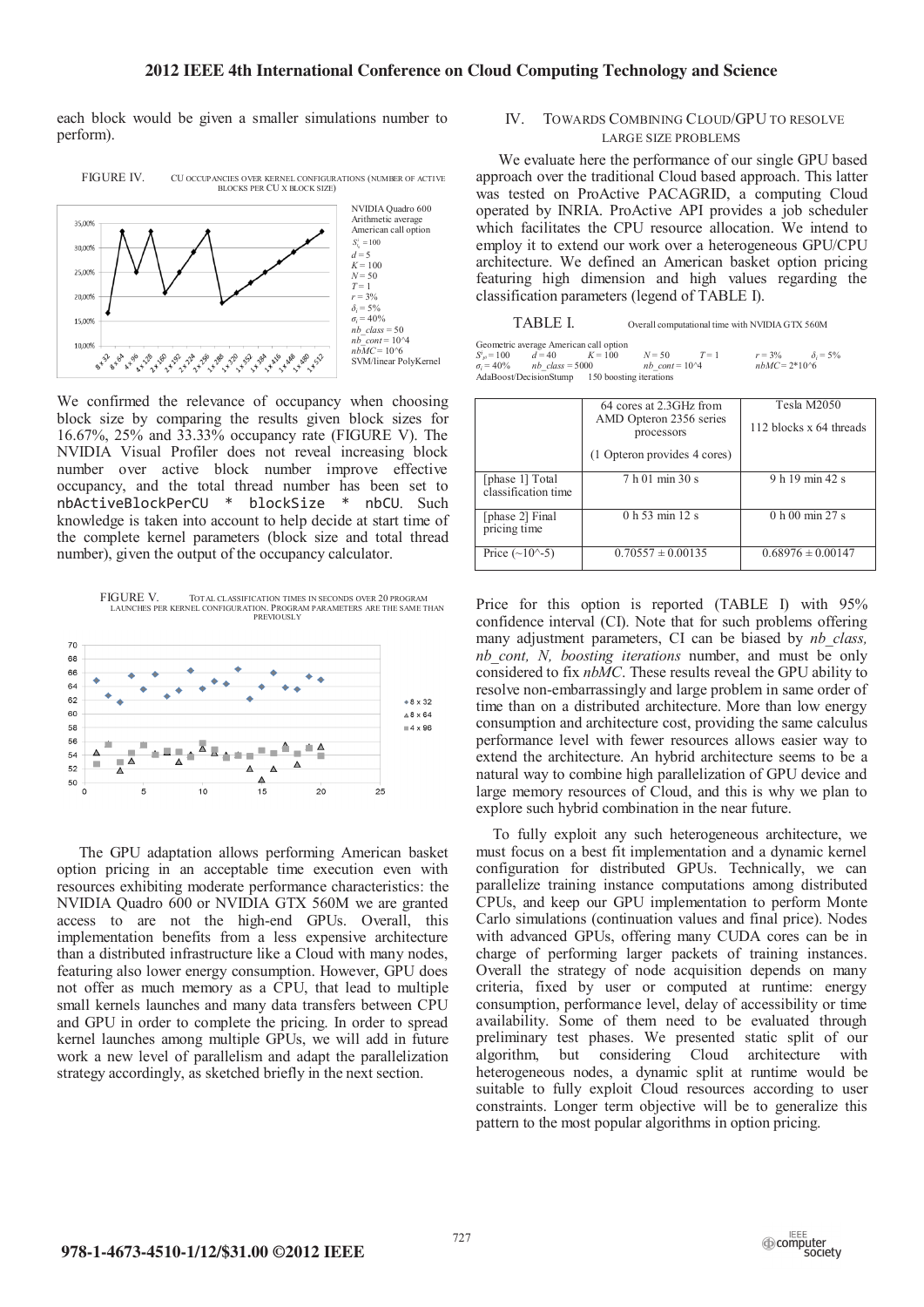each block would be given a smaller simulations number to perform).

FIGURE IV. CU OCCUPANCIES OVER KERNEL CONFIGURATIONS (NUMBER OF ACTIVE BLOCKS PER CU X BLOCK SIZE)

NVIDIA Quadro 600
Arithmetic average
American call option
$S^i_0 = 100$
$d = 5$
$K = 100$
$N = 50$
$T = 1$
$r = 3\%$
$\delta_i = 5\%$
$\sigma_i = 40\%$
$nb\_class = 50$
$nb\_cont = 10^4$
$nbMC = 10^6$
SVM/linear PolyKernel

We confirmed the relevance of occupancy when choosing block size by comparing the results given block sizes for 16.67%, 25% and 33.33% occupancy rate (FIGURE V). The NVIDIA Visual Profiler does not reveal increasing block number over active block number improve effective occupancy, and the total thread number has been set to `nbActiveBlockPerCU * blockSize * nbCU`. Such knowledge is taken into account to help decide at start time of the complete kernel parameters (block size and total thread number), given the output of the occupancy calculator.

FIGURE V. TOTAL CLASSIFICATION TIMES IN SECONDS OVER 20 PROGRAM LAUNCHES PER KERNEL CONFIGURATION. PROGRAM PARAMETERS ARE THE SAME THAN PREVIOUSLY

The GPU adaptation allows performing American basket option pricing in an acceptable time execution even with resources exhibiting moderate performance characteristics: the NVIDIA Quadro 600 or NVIDIA GTX 560M we are granted access to are not the high-end GPUs. Overall, this implementation benefits from a less expensive architecture than a distributed infrastructure like a Cloud with many nodes, featuring also lower energy consumption. However, GPU does not offer as much memory as a CPU, that lead to multiple small kernels launches and many data transfers between CPU and GPU in order to complete the pricing. In order to spread kernel launches among multiple GPUs, we will add in future work a new level of parallelism and adapt the parallelization strategy accordingly, as sketched briefly in the next section.

## IV. TOWARDS COMBINING CLOUD/GPU TO RESOLVE LARGE SIZE PROBLEMS

We evaluate here the performance of our single GPU based approach over the traditional Cloud based approach. This latter was tested on ProActive PACAGRID, a computing Cloud operated by INRIA. ProActive API provides a job scheduler which facilitates the CPU resource allocation. We intend to employ it to extend our work over a heterogeneous GPU/CPU architecture. We defined an American basket option pricing featuring high dimension and high values regarding the classification parameters (legend of TABLE I).

TABLE I. Overall computational time with NVIDIA GTX 560M

Geometric average American call option
$S^i_0 = 100$ $d = 40$ $K = 100$ $N = 50$ $T = 1$ $r = 3\%$ $\delta_i = 5\%$
$\sigma_i = 40\%$ $nb\_class = 5000$ $nb\_cont = 10^4$ $nbMC = 2 \cdot 10^6$
AdaBoost/DecisionStump 150 boosting iterations

| | 64 cores at 2.3GHz from AMD Opteron 2356 series processors (1 Opteron provides 4 cores) | Tesla M2050 112 blocks x 64 threads |
|---|---|---|
| [phase 1] Total classification time | 7 h 01 min 30 s | 9 h 19 min 42 s |
| [phase 2] Final pricing time | 0 h 53 min 12 s | 0 h 00 min 27 s |
| Price (~10^-5) | 0.70557 ± 0.00135 | 0.68976 ± 0.00147 |

Price for this option is reported (TABLE I) with 95% confidence interval (CI). Note that for such problems offering many adjustment parameters, CI can be biased by *nb_class, nb_cont, N, boosting iterations* number, and must be only considered to fix *nbMC*. These results reveal the GPU ability to resolve non-embarrassingly and large problem in same order of time than on a distributed architecture. More than low energy consumption and architecture cost, providing the same calculus performance level with fewer resources allows easier way to extend the architecture. An hybrid architecture seems to be a natural way to combine high parallelization of GPU device and large memory resources of Cloud, and this is why we plan to explore such hybrid combination in the near future.

To fully exploit any such heterogeneous architecture, we must focus on a best fit implementation and a dynamic kernel configuration for distributed GPUs. Technically, we can parallelize training instance computations among distributed CPUs, and keep our GPU implementation to perform Monte Carlo simulations (continuation values and final price). Nodes with advanced GPUs, offering many CUDA cores can be in charge of performing larger packets of training instances. Overall the strategy of node acquisition depends on many criteria, fixed by user or computed at runtime: energy consumption, performance level, delay of accessibility or time availability. Some of them need to be evaluated through preliminary test phases. We presented static split of our algorithm, but considering Cloud architecture with heterogeneous nodes, a dynamic split at runtime would be suitable to fully exploit Cloud resources according to user constraints. Longer term objective will be to generalize this pattern to the most popular algorithms in option pricing.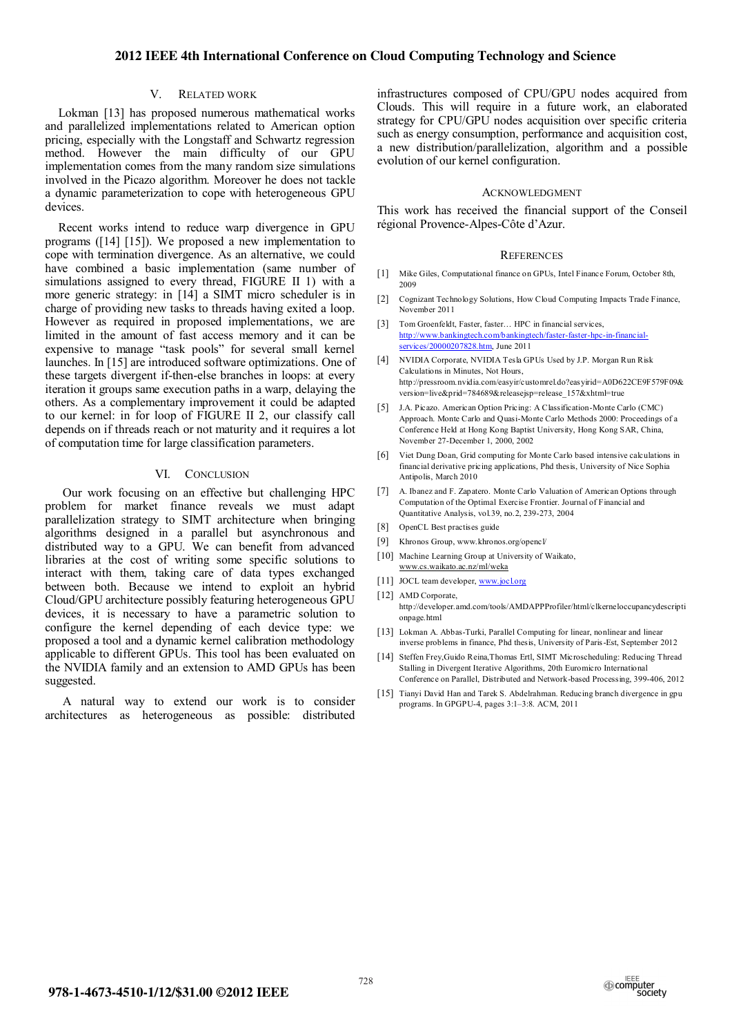## V. Related Work

Lokman [13] has proposed numerous mathematical works and parallelized implementations related to American option pricing, especially with the Longstaff and Schwartz regression method. However the main difficulty of our GPU implementation comes from the many random size simulations involved in the Picazo algorithm. Moreover he does not tackle a dynamic parameterization to cope with heterogeneous GPU devices.

Recent works intend to reduce warp divergence in GPU programs ([14] [15]). We proposed a new implementation to cope with termination divergence. As an alternative, we could have combined a basic implementation (same number of simulations assigned to every thread, FIGURE II 1) with a more generic strategy: in [14] a SIMT micro scheduler is in charge of providing new tasks to threads having exited a loop. However as required in proposed implementations, we are limited in the amount of fast access memory and it can be expensive to manage "task pools" for several small kernel launches. In [15] are introduced software optimizations. One of these targets divergent if-then-else branches in loops: at every iteration it groups same execution paths in a warp, delaying the others. As a complementary improvement it could be adapted to our kernel: in for loop of FIGURE II 2, our classify call depends on if threads reach or not maturity and it requires a lot of computation time for large classification parameters.

## VI. Conclusion

Our work focusing on an effective but challenging HPC problem for market finance reveals we must adapt parallelization strategy to SIMT architecture when bringing algorithms designed in a parallel but asynchronous and distributed way to a GPU. We can benefit from advanced libraries at the cost of writing some specific solutions to interact with them, taking care of data types exchanged between both. Because we intend to exploit an hybrid Cloud/GPU architecture possibly featuring heterogeneous GPU devices, it is necessary to have a parametric solution to configure the kernel depending of each device type: we proposed a tool and a dynamic kernel calibration methodology applicable to different GPUs. This tool has been evaluated on the NVIDIA family and an extension to AMD GPUs has been suggested.

A natural way to extend our work is to consider architectures as heterogeneous as possible: distributed infrastructures composed of CPU/GPU nodes acquired from Clouds. This will require in a future work, an elaborated strategy for CPU/GPU nodes acquisition over specific criteria such as energy consumption, performance and acquisition cost, a new distribution/parallelization, algorithm and a possible evolution of our kernel configuration.

## Acknowledgment

This work has received the financial support of the Conseil régional Provence-Alpes-Côte d'Azur.

## References

[1] Mike Giles, Computational finance on GPUs, Intel Finance Forum, October 8th, 2009

[2] Cognizant Technology Solutions, How Cloud Computing Impacts Trade Finance, November 2011

[3] Tom Groenfeldt, Faster, faster… HPC in financial services, http://www.bankingtech.com/bankingtech/faster-faster-hpc-in-financial-services/20000207828.htm, June 2011

[4] NVIDIA Corporate, NVIDIA Tesla GPUs Used by J.P. Morgan Run Risk Calculations in Minutes, Not Hours, http://pressroom.nvidia.com/easyir/customrel.do?easyirid=A0D622CE9F579F09&version=live&prid=784689&releasejsp=release_157&xhtml=true

[5] J.A. Picazo. American Option Pricing: A Classification-Monte Carlo (CMC) Approach. Monte Carlo and Quasi-Monte Carlo Methods 2000: Proceedings of a Conference Held at Hong Kong Baptist University, Hong Kong SAR, China, November 27-December 1, 2000, 2002

[6] Viet Dung Doan, Grid computing for Monte Carlo based intensive calculations in financial derivative pricing applications, Phd thesis, University of Nice Sophia Antipolis, March 2010

[7] A. Ibanez and F. Zapatero. Monte Carlo Valuation of American Options through Computation of the Optimal Exercise Frontier. Journal of Financial and Quantitative Analysis, vol.39, no.2, 239-273, 2004

[8] OpenCL Best practises guide

[9] Khronos Group, www.khronos.org/opencl/

[10] Machine Learning Group at University of Waikato, www.cs.waikato.ac.nz/ml/weka

[11] JOCL team developer, www.jocl.org

[12] AMD Corporate, http://developer.amd.com/tools/AMDAPPProfiler/html/clkerneloccupancydescriptionpage.html

[13] Lokman A. Abbas-Turki, Parallel Computing for linear, nonlinear and linear inverse problems in finance, Phd thesis, University of Paris-Est, September 2012

[14] Steffen Frey,Guido Reina,Thomas Ertl, SIMT Microscheduling: Reducing Thread Stalling in Divergent Iterative Algorithms, 20th Euromicro International Conference on Parallel, Distributed and Network-based Processing, 399-406, 2012

[15] Tianyi David Han and Tarek S. Abdelrahman. Reducing branch divergence in gpu programs. In GPGPU-4, pages 3:1–3:8. ACM, 2011